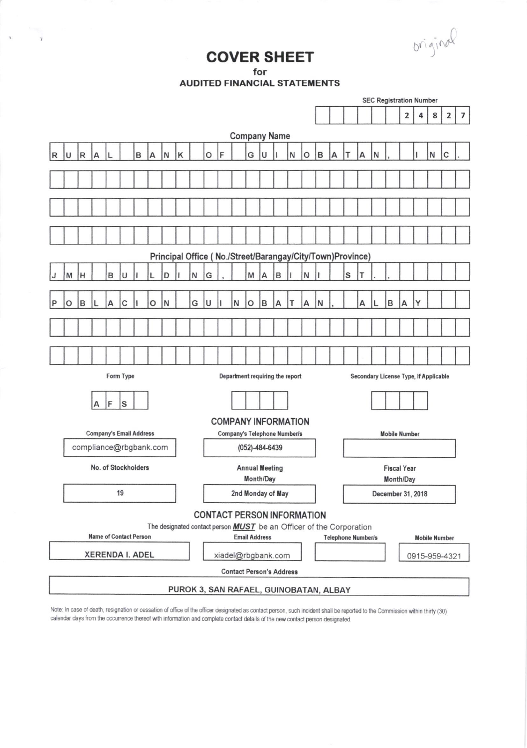original

# COVER SHEET
**for**
**AUDITED FINANCIAL STATEMENTS**

**SEC Registration Number**

24827

**Company Name**

RURAL BANK OF GUINOBATAN, INC.

**Principal Office ( No./Street/Barangay/City/Town)Province)**

JMH BUILDING, MABINI ST.,
POBLACION GUINOBATAN, ALBAY

| Form Type | Department requiring the report | Secondary License Type, If Applicable |
|---|---|---|
| AFS | | |

## COMPANY INFORMATION

| Company's Email Address | Company's Telephone Number/s | Mobile Number |
|---|---|---|
| compliance@rbgbank.com | (052)-484-6439 | |

| No. of Stockholders | Annual Meeting Month/Day | Fiscal Year Month/Day |
|---|---|---|
| 19 | 2nd Monday of May | December 31, 2018 |

## CONTACT PERSON INFORMATION

The designated contact person ***MUST*** be an Officer of the Corporation

| Name of Contact Person | Email Address | Telephone Number/s | Mobile Number |
|---|---|---|---|
| XERENDA I. ADEL | xiadel@rbgbank.com | | 0915-959-4321 |

**Contact Person's Address**

PUROK 3, SAN RAFAEL, GUINOBATAN, ALBAY

Note: In case of death, resignation or cessation of office of the officer designated as contact person, such incident shall be reported to the Commission within thirty (30) calendar days from the occurrence thereof with information and complete contact details of the new contact person designated.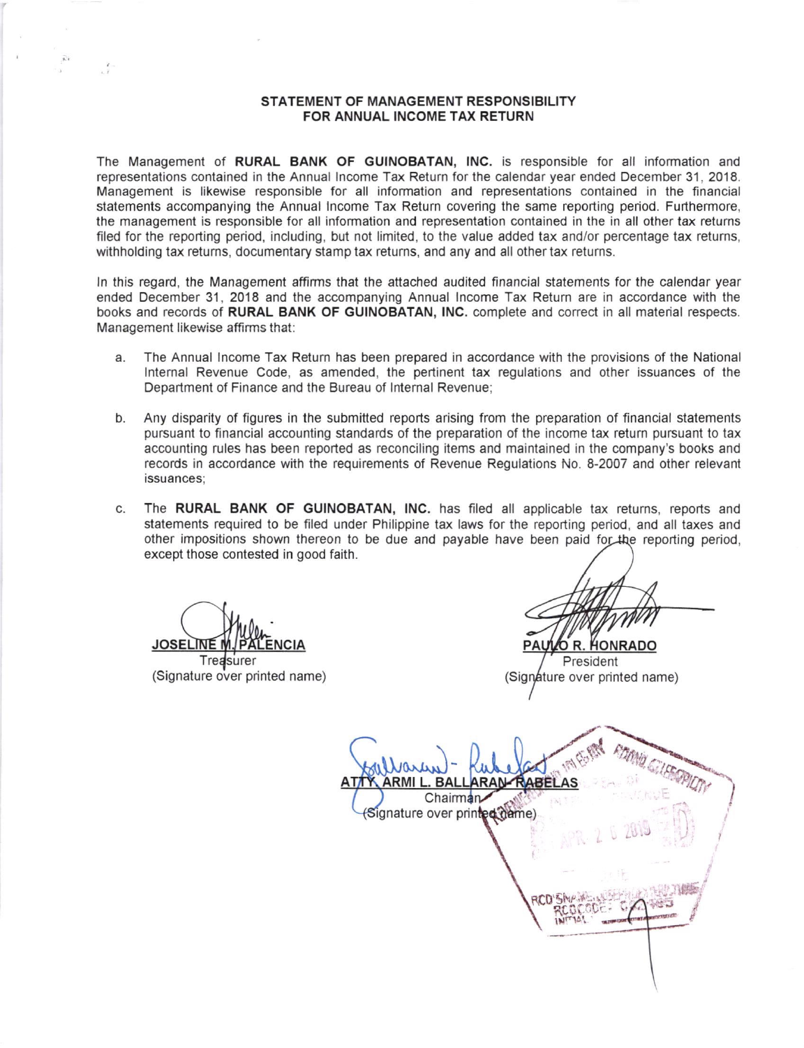**STATEMENT OF MANAGEMENT RESPONSIBILITY**
**FOR ANNUAL INCOME TAX RETURN**

The Management of **RURAL BANK OF GUINOBATAN, INC.** is responsible for all information and representations contained in the Annual Income Tax Return for the calendar year ended December 31, 2018. Management is likewise responsible for all information and representations contained in the financial statements accompanying the Annual Income Tax Return covering the same reporting period. Furthermore, the management is responsible for all information and representation contained in the in all other tax returns filed for the reporting period, including, but not limited, to the value added tax and/or percentage tax returns, withholding tax returns, documentary stamp tax returns, and any and all other tax returns.

In this regard, the Management affirms that the attached audited financial statements for the calendar year ended December 31, 2018 and the accompanying Annual Income Tax Return are in accordance with the books and records of **RURAL BANK OF GUINOBATAN, INC.** complete and correct in all material respects. Management likewise affirms that:

a. The Annual Income Tax Return has been prepared in accordance with the provisions of the National Internal Revenue Code, as amended, the pertinent tax regulations and other issuances of the Department of Finance and the Bureau of Internal Revenue;

b. Any disparity of figures in the submitted reports arising from the preparation of financial statements pursuant to financial accounting standards of the preparation of the income tax return pursuant to tax accounting rules has been reported as reconciling items and maintained in the company's books and records in accordance with the requirements of Revenue Regulations No. 8-2007 and other relevant issuances;

c. The **RURAL BANK OF GUINOBATAN, INC.** has filed all applicable tax returns, reports and statements required to be filed under Philippine tax laws for the reporting period, and all taxes and other impositions shown thereon to be due and payable have been paid for the reporting period, except those contested in good faith.

**JOSELINE M. PALENCIA**
Treasurer
(Signature over printed name)

**PAULO R. HONRADO**
President
(Signature over printed name)

**ATTY. ARMI L. BALLARAN-RABELAS**
Chairman
(Signature over printed name)

APR 2 0 2019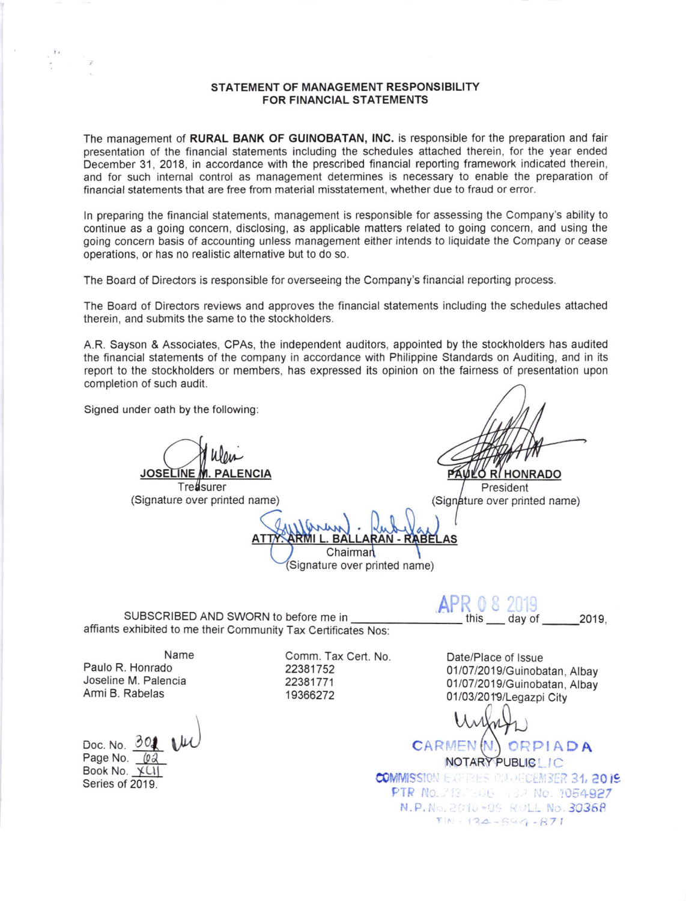## STATEMENT OF MANAGEMENT RESPONSIBILITY FOR FINANCIAL STATEMENTS

The management of **RURAL BANK OF GUINOBATAN, INC.** is responsible for the preparation and fair presentation of the financial statements including the schedules attached therein, for the year ended December 31, 2018, in accordance with the prescribed financial reporting framework indicated therein, and for such internal control as management determines is necessary to enable the preparation of financial statements that are free from material misstatement, whether due to fraud or error.

In preparing the financial statements, management is responsible for assessing the Company's ability to continue as a going concern, disclosing, as applicable matters related to going concern, and using the going concern basis of accounting unless management either intends to liquidate the Company or cease operations, or has no realistic alternative but to do so.

The Board of Directors is responsible for overseeing the Company's financial reporting process.

The Board of Directors reviews and approves the financial statements including the schedules attached therein, and submits the same to the stockholders.

A.R. Sayson & Associates, CPAs, the independent auditors, appointed by the stockholders has audited the financial statements of the company in accordance with Philippine Standards on Auditing, and in its report to the stockholders or members, has expressed its opinion on the fairness of presentation upon completion of such audit.

Signed under oath by the following:

**JOSELINE M. PALENCIA**
Treasurer
(Signature over printed name)

**PAULO R. HONRADO**
President
(Signature over printed name)

**ATTY. ARMI L. BALLARAN - RABELAS**
Chairman
(Signature over printed name)

SUBSCRIBED AND SWORN to before me in APR 08 2019 this ___ day of ______ 2019, affiants exhibited to me their Community Tax Certificates Nos:

| Name | Comm. Tax Cert. No. | Date/Place of Issue |
|---|---|---|
| Paulo R. Honrado | 22381752 | 01/07/2019/Guinobatan, Albay |
| Joseline M. Palencia | 22381771 | 01/07/2019/Guinobatan, Albay |
| Armi B. Rabelas | 19366272 | 01/03/2019/Legazpi City |

Doc. No. 301
Page No. 02
Book No. XCII
Series of 2019.

CARMEN N. ORPIADA
NOTARY PUBLIC
COMMISSION EXPIRES ON DECEMBER 31, 2019
PTR No. ... IBP No. 1054927
N.P. No. 2010-09 ROLL No. 30368
TIN - 134-694-871